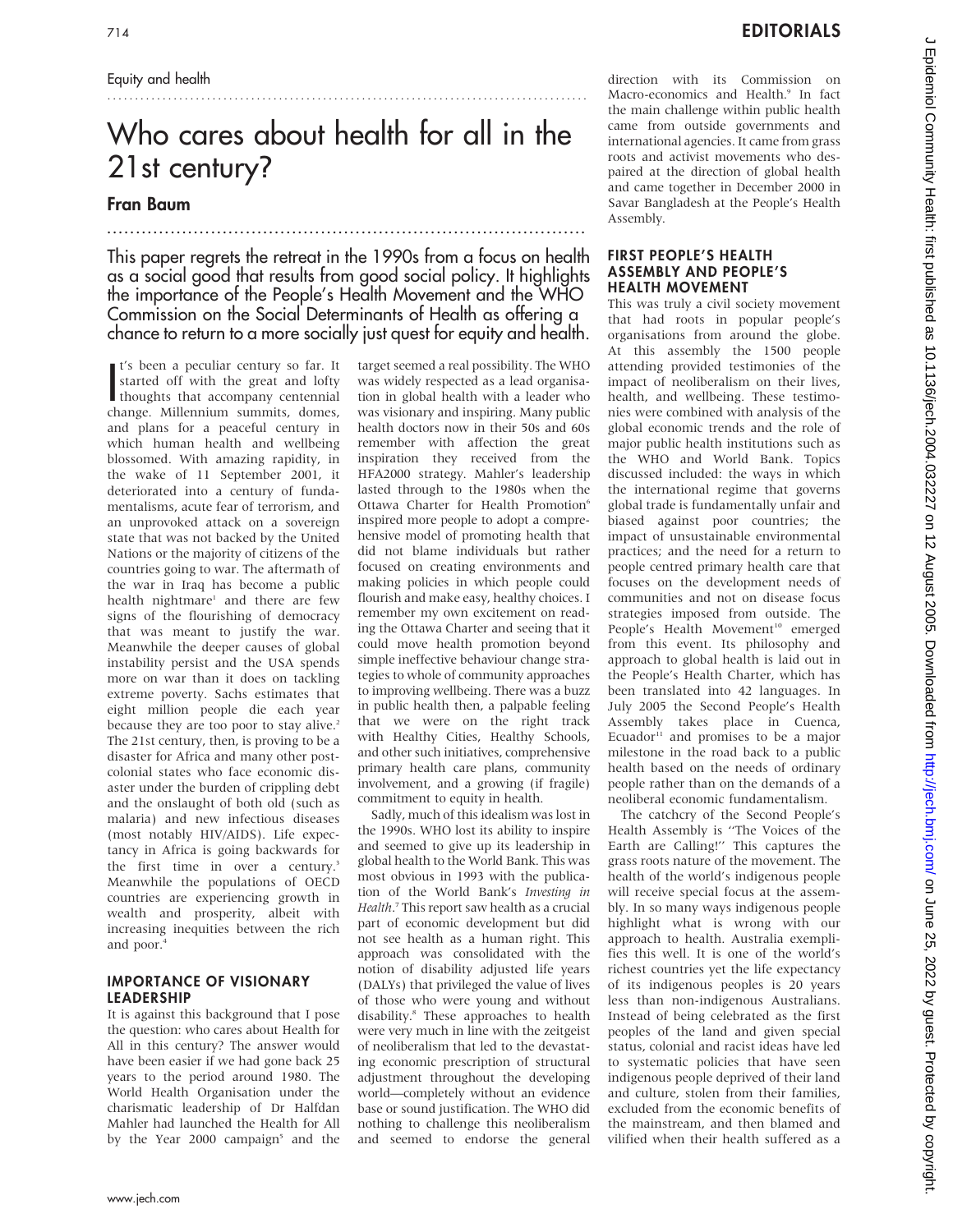Equity and health

# Who cares about health for all in the 21st century?

## Fran Baum

This paper regrets the retreat in the 1990s from a focus on health as a social good that results from good social policy. It highlights the importance of the People's Health Movement and the WHO Commission on the Social Determinants of Health as offering a chance to return to a more socially just quest for equity and health.

It's been a peculiar century so far. It started off with the great and lofty thoughts that accompany centennial change. Millennium summits, domes, and plans for a peaceful century in which human health and wellbeing blossomed. With amazing rapidity, in the wake of 11 September 2001, it deteriorated into a century of fundamentalisms, acute fear of terrorism, and an unprovoked attack on a sovereign state that was not backed by the United Nations or the majority of citizens of the countries going to war. The aftermath of the war in Iraq has become a public health nightmare[1] and there are few signs of the flourishing of democracy that was meant to justify the war. Meanwhile the deeper causes of global instability persist and the USA spends more on war than it does on tackling extreme poverty. Sachs estimates that eight million people die each year because they are too poor to stay alive.[2] The 21st century, then, is proving to be a disaster for Africa and many other post-colonial states who face economic disaster under the burden of crippling debt and the onslaught of both old (such as malaria) and new infectious diseases (most notably HIV/AIDS). Life expectancy in Africa is going backwards for the first time in over a century.[3] Meanwhile the populations of OECD countries are experiencing growth in wealth and prosperity, albeit with increasing inequities between the rich and poor.[4]

### IMPORTANCE OF VISIONARY LEADERSHIP

It is against this background that I pose the question: who cares about Health for All in this century? The answer would have been easier if we had gone back 25 years to the period around 1980. The World Health Organisation under the charismatic leadership of Dr Halfdan Mahler had launched the Health for All by the Year 2000 campaign[5] and the target seemed a real possibility. The WHO was widely respected as a lead organisation in global health with a leader who was visionary and inspiring. Many public health doctors now in their 50s and 60s remember with affection the great inspiration they received from the HFA2000 strategy. Mahler's leadership lasted through to the 1980s when the Ottawa Charter for Health Promotion[6] inspired more people to adopt a comprehensive model of promoting health that did not blame individuals but rather focused on creating environments and making policies in which people could flourish and make easy, healthy choices. I remember my own excitement on reading the Ottawa Charter and seeing that it could move health promotion beyond simple ineffective behaviour change strategies to whole of community approaches to improving wellbeing. There was a buzz in public health then, a palpable feeling that we were on the right track with Healthy Cities, Healthy Schools, and other such initiatives, comprehensive primary health care plans, community involvement, and a growing (if fragile) commitment to equity in health.

Sadly, much of this idealism was lost in the 1990s. WHO lost its ability to inspire and seemed to give up its leadership in global health to the World Bank. This was most obvious in 1993 with the publication of the World Bank's *Investing in Health*.[7] This report saw health as a crucial part of economic development but did not see health as a human right. This approach was consolidated with the notion of disability adjusted life years (DALYs) that privileged the value of lives of those who were young and without disability.[8] These approaches to health were very much in line with the zeitgeist of neoliberalism that led to the devastating economic prescription of structural adjustment throughout the developing world—completely without an evidence base or sound justification. The WHO did nothing to challenge this neoliberalism and seemed to endorse the general direction with its Commission on Macro-economics and Health.[9] In fact the main challenge within public health came from outside governments and international agencies. It came from grass roots and activist movements who despaired at the direction of global health and came together in December 2000 in Savar Bangladesh at the People's Health Assembly.

### FIRST PEOPLE'S HEALTH ASSEMBLY AND PEOPLE'S HEALTH MOVEMENT

This was truly a civil society movement that had roots in popular people's organisations from around the globe. At this assembly the 1500 people attending provided testimonies of the impact of neoliberalism on their lives, health, and wellbeing. These testimonies were combined with analysis of the global economic trends and the role of major public health institutions such as the WHO and World Bank. Topics discussed included: the ways in which the international regime that governs global trade is fundamentally unfair and biased against poor countries; the impact of unsustainable environmental practices; and the need for a return to people centred primary health care that focuses on the development needs of communities and not on disease focus strategies imposed from outside. The People's Health Movement[10] emerged from this event. Its philosophy and approach to global health is laid out in the People's Health Charter, which has been translated into 42 languages. In July 2005 the Second People's Health Assembly takes place in Cuenca, Ecuador[11] and promises to be a major milestone in the road back to a public health based on the needs of ordinary people rather than on the demands of a neoliberal economic fundamentalism.

The catchcry of the Second People's Health Assembly is "The Voices of the Earth are Calling!" This captures the grass roots nature of the movement. The health of the world's indigenous people will receive special focus at the assembly. In so many ways indigenous people highlight what is wrong with our approach to health. Australia exemplifies this well. It is one of the world's richest countries yet the life expectancy of its indigenous peoples is 20 years less than non-indigenous Australians. Instead of being celebrated as the first peoples of the land and given special status, colonial and racist ideas have led to systematic policies that have seen indigenous people deprived of their land and culture, stolen from their families, excluded from the economic benefits of the mainstream, and then blamed and vilified when their health suffered as a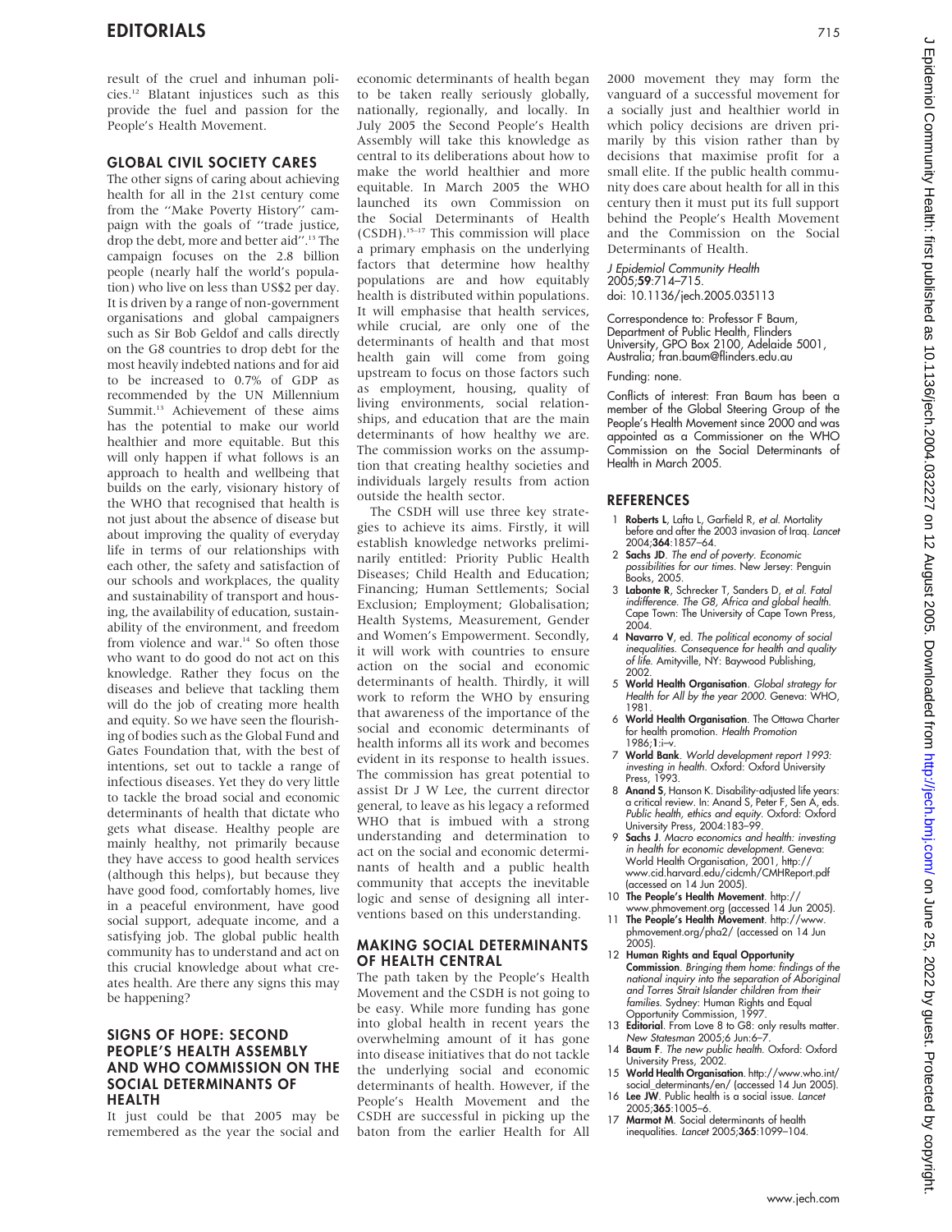result of the cruel and inhuman policies.[12] Blatant injustices such as this provide the fuel and passion for the People's Health Movement.

## GLOBAL CIVIL SOCIETY CARES

The other signs of caring about achieving health for all in the 21st century come from the "Make Poverty History" campaign with the goals of "trade justice, drop the debt, more and better aid".[13] The campaign focuses on the 2.8 billion people (nearly half the world's population) who live on less than US$2 per day. It is driven by a range of non-government organisations and global campaigners such as Sir Bob Geldof and calls directly on the G8 countries to drop debt for the most heavily indebted nations and for aid to be increased to 0.7% of GDP as recommended by the UN Millennium Summit.[13] Achievement of these aims has the potential to make our world healthier and more equitable. But this will only happen if what follows is an approach to health and wellbeing that builds on the early, visionary history of the WHO that recognised that health is not just about the absence of disease but about improving the quality of everyday life in terms of our relationships with each other, the safety and satisfaction of our schools and workplaces, the quality and sustainability of transport and housing, the availability of education, sustainability of the environment, and freedom from violence and war.[14] So often those who want to do good do not act on this knowledge. Rather they focus on the diseases and believe that tackling them will do the job of creating more health and equity. So we have seen the flourishing of bodies such as the Global Fund and Gates Foundation that, with the best of intentions, set out to tackle a range of infectious diseases. Yet they do very little to tackle the broad social and economic determinants of health that dictate who gets what disease. Healthy people are mainly healthy, not primarily because they have access to good health services (although this helps), but because they have good food, comfortably homes, live in a peaceful environment, have good social support, adequate income, and a satisfying job. The global public health community has to understand and act on this crucial knowledge about what creates health. Are there any signs this may be happening?

## SIGNS OF HOPE: SECOND PEOPLE'S HEALTH ASSEMBLY AND WHO COMMISSION ON THE SOCIAL DETERMINANTS OF HEALTH

It just could be that 2005 may be remembered as the year the social and economic determinants of health began to be taken really seriously globally, nationally, regionally, and locally. In July 2005 the Second People's Health Assembly will take this knowledge as central to its deliberations about how to make the world healthier and more equitable. In March 2005 the WHO launched its own Commission on the Social Determinants of Health (CSDH).[15–17] This commission will place a primary emphasis on the underlying factors that determine how healthy populations are and how equitably health is distributed within populations. It will emphasise that health services, while crucial, are only one of the determinants of health and that most health gain will come from going upstream to focus on those factors such as employment, housing, quality of living environments, social relationships, and education that are the main determinants of how healthy we are. The commission works on the assumption that creating healthy societies and individuals largely results from action outside the health sector.

The CSDH will use three key strategies to achieve its aims. Firstly, it will establish knowledge networks preliminarily entitled: Priority Public Health Diseases; Child Health and Education; Financing; Human Settlements; Social Exclusion; Employment; Globalisation; Health Systems, Measurement, Gender and Women's Empowerment. Secondly, it will work with countries to ensure action on the social and economic determinants of health. Thirdly, it will work to reform the WHO by ensuring that awareness of the importance of the social and economic determinants of health informs all its work and becomes evident in its response to health issues. The commission has great potential to assist Dr J W Lee, the current director general, to leave as his legacy a reformed WHO that is imbued with a strong understanding and determination to act on the social and economic determinants of health and a public health community that accepts the inevitable logic and sense of designing all interventions based on this understanding.

## MAKING SOCIAL DETERMINANTS OF HEALTH CENTRAL

The path taken by the People's Health Movement and the CSDH is not going to be easy. While more funding has gone into global health in recent years the overwhelming amount of it has gone into disease initiatives that do not tackle the underlying social and economic determinants of health. However, if the People's Health Movement and the CSDH are successful in picking up the baton from the earlier Health for All 2000 movement they may form the vanguard of a successful movement for a socially just and healthier world in which policy decisions are driven primarily by this vision rather than by decisions that maximise profit for a small elite. If the public health community does care about health for all in this century then it must put its full support behind the People's Health Movement and the Commission on the Social Determinants of Health.

*J Epidemiol Community Health* 2005;**59**:714–715.
doi: 10.1136/jech.2005.035113

Correspondence to: Professor F Baum, Department of Public Health, Flinders University, GPO Box 2100, Adelaide 5001, Australia; fran.baum@flinders.edu.au

Funding: none.

Conflicts of interest: Fran Baum has been a member of the Global Steering Group of the People's Health Movement since 2000 and was appointed as a Commissioner on the WHO Commission on the Social Determinants of Health in March 2005.

## REFERENCES

1. **Roberts L**, Lafta L, Garfield R, *et al*. Mortality before and after the 2003 invasion of Iraq. *Lancet* 2004;**364**:1857–64.
2. **Sachs JD**. *The end of poverty. Economic possibilities for our times*. New Jersey: Penguin Books, 2005.
3. **Labonte R**, Schrecker T, Sanders D, *et al*. *Fatal indifference. The G8, Africa and global health*. Cape Town: The University of Cape Town Press, 2004.
4. **Navarro V**, ed. *The political economy of social inequalities. Consequence for health and quality of life*. Amityville, NY: Baywood Publishing, 2002.
5. **World Health Organisation**. *Global strategy for Health for All by the year 2000*. Geneva: WHO, 1981.
6. **World Health Organisation**. The Ottawa Charter for health promotion. *Health Promotion* 1986;**1**:i–v.
7. **World Bank**. *World development report 1993: investing in health*. Oxford: Oxford University Press, 1993.
8. **Anand S**, Hanson K. Disability-adjusted life years: a critical review. In: Anand S, Peter F, Sen A, eds. *Public health, ethics and equity*. Oxford: Oxford University Press, 2004:183–99.
9. **Sachs J**. *Macro economics and health: investing in health for economic development*. Geneva: World Health Organisation, 2001, http://www.cid.harvard.edu/cidcmh/CMHReport.pdf (accessed on 14 Jun 2005).
10. **The People's Health Movement**. http://www.phmovement.org (accessed 14 Jun 2005).
11. **The People's Health Movement**. http://www.phmovement.org/pha2/ (accessed on 14 Jun 2005).
12. **Human Rights and Equal Opportunity Commission**. *Bringing them home: findings of the national inquiry into the separation of Aboriginal and Torres Strait Islander children from their families*. Sydney: Human Rights and Equal Opportunity Commission, 1997.
13. **Editorial**. From Love 8 to G8: only results matter. *New Statesman* 2005;6 Jun:6–7.
14. **Baum F**. *The new public health*. Oxford: Oxford University Press, 2002.
15. **World Health Organisation**. http://www.who.int/social_determinants/en/ (accessed 14 Jun 2005).
16. **Lee JW**. Public health is a social issue. *Lancet* 2005;**365**:1005–6.
17. **Marmot M**. Social determinants of health inequalities. *Lancet* 2005;**365**:1099–104.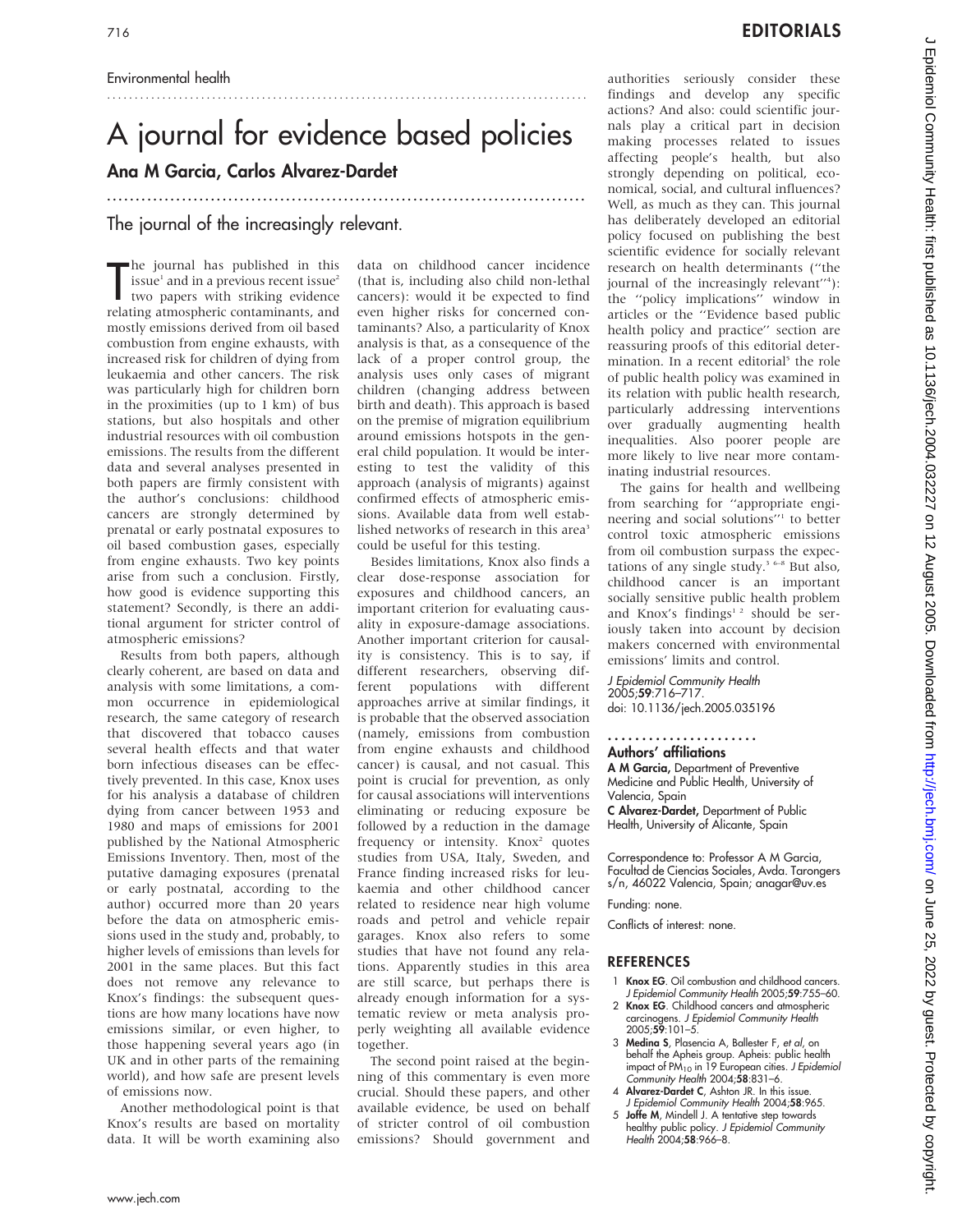Environmental health

# A journal for evidence based policies

## Ana M Garcia, Carlos Alvarez-Dardet

The journal of the increasingly relevant.

The journal has published in this issue[1] and in a previous recent issue[2] two papers with striking evidence relating atmospheric contaminants, and mostly emissions derived from oil based combustion from engine exhausts, with increased risk for children of dying from leukaemia and other cancers. The risk was particularly high for children born in the proximities (up to 1 km) of bus stations, but also hospitals and other industrial resources with oil combustion emissions. The results from the different data and several analyses presented in both papers are firmly consistent with the author's conclusions: childhood cancers are strongly determined by prenatal or early postnatal exposures to oil based combustion gases, especially from engine exhausts. Two key points arise from such a conclusion. Firstly, how good is evidence supporting this statement? Secondly, is there an additional argument for stricter control of atmospheric emissions?

Results from both papers, although clearly coherent, are based on data and analysis with some limitations, a common occurrence in epidemiological research, the same category of research that discovered that tobacco causes several health effects and that water born infectious diseases can be effectively prevented. In this case, Knox uses for his analysis a database of children dying from cancer between 1953 and 1980 and maps of emissions for 2001 published by the National Atmospheric Emissions Inventory. Then, most of the putative damaging exposures (prenatal or early postnatal, according to the author) occurred more than 20 years before the data on atmospheric emissions used in the study and, probably, to higher levels of emissions than levels for 2001 in the same places. But this fact does not remove any relevance to Knox's findings: the subsequent questions are how many locations have now emissions similar, or even higher, to those happening several years ago (in UK and in other parts of the remaining world), and how safe are present levels of emissions now.

Another methodological point is that Knox's results are based on mortality data. It will be worth examining also data on childhood cancer incidence (that is, including also child non-lethal cancers): would it be expected to find even higher risks for concerned contaminants? Also, a particularity of Knox analysis is that, as a consequence of the lack of a proper control group, the analysis uses only cases of migrant children (changing address between birth and death). This approach is based on the premise of migration equilibrium around emissions hotspots in the general child population. It would be interesting to test the validity of this approach (analysis of migrants) against confirmed effects of atmospheric emissions. Available data from well established networks of research in this area[3] could be useful for this testing.

Besides limitations, Knox also finds a clear dose-response association for exposures and childhood cancers, an important criterion for evaluating causality in exposure-damage associations. Another important criterion for causality is consistency. This is to say, if different researchers, observing different populations with different approaches arrive at similar findings, it is probable that the observed association (namely, emissions from combustion from engine exhausts and childhood cancer) is causal, and not casual. This point is crucial for prevention, as only for causal associations will interventions eliminating or reducing exposure be followed by a reduction in the damage frequency or intensity. Knox[2] quotes studies from USA, Italy, Sweden, and France finding increased risks for leukaemia and other childhood cancer related to residence near high volume roads and petrol and vehicle repair garages. Knox also refers to some studies that have not found any relations. Apparently studies in this area are still scarce, but perhaps there is already enough information for a systematic review or meta analysis properly weighting all available evidence together.

The second point raised at the beginning of this commentary is even more crucial. Should these papers, and other available evidence, be used on behalf of stricter control of oil combustion emissions? Should government and authorities seriously consider these findings and develop any specific actions? And also: could scientific journals play a critical part in decision making processes related to issues affecting people's health, but also strongly depending on political, economical, social, and cultural influences? Well, as much as they can. This journal has deliberately developed an editorial policy focused on publishing the best scientific evidence for socially relevant research on health determinants ("the journal of the increasingly relevant"[4]): the "policy implications" window in articles or the "Evidence based public health policy and practice" section are reassuring proofs of this editorial determination. In a recent editorial[5] the role of public health policy was examined in its relation with public health research, particularly addressing interventions over gradually augmenting health inequalities. Also poorer people are more likely to live near more contaminating industrial resources.

The gains for health and wellbeing from searching for "appropriate engineering and social solutions"[1] to better control toxic atmospheric emissions from oil combustion surpass the expectations of any single study.[3, 6–8] But also, childhood cancer is an important socially sensitive public health problem and Knox's findings[1, 2] should be seriously taken into account by decision makers concerned with environmental emissions' limits and control.

*J Epidemiol Community Health* 2005;**59**:716–717.
doi: 10.1136/jech.2005.035196

### Authors' affiliations

**A M Garcia,** Department of Preventive Medicine and Public Health, University of Valencia, Spain
**C Alvarez-Dardet,** Department of Public Health, University of Alicante, Spain

Correspondence to: Professor A M Garcia, Facultad de Ciencias Sociales, Avda. Tarongers s/n, 46022 Valencia, Spain; anagar@uv.es

Funding: none.

Conflicts of interest: none.

## REFERENCES

1. **Knox EG**. Oil combustion and childhood cancers. *J Epidemiol Community Health* 2005;**59**:755–60.
2. **Knox EG**. Childhood cancers and atmospheric carcinogens. *J Epidemiol Community Health* 2005;**59**:101–5.
3. **Medina S**, Plasencia A, Ballester F, *et al*, on behalf the Apheis group. Apheis: public health impact of $PM_{10}$ in 19 European cities. *J Epidemiol Community Health* 2004;**58**:831–6.
4. **Alvarez-Dardet C**, Ashton JR. In this issue. *J Epidemiol Community Health* 2004;**58**:965.
5. **Joffe M**, Mindell J. A tentative step towards healthy public policy. *J Epidemiol Community Health* 2004;**58**:966–8.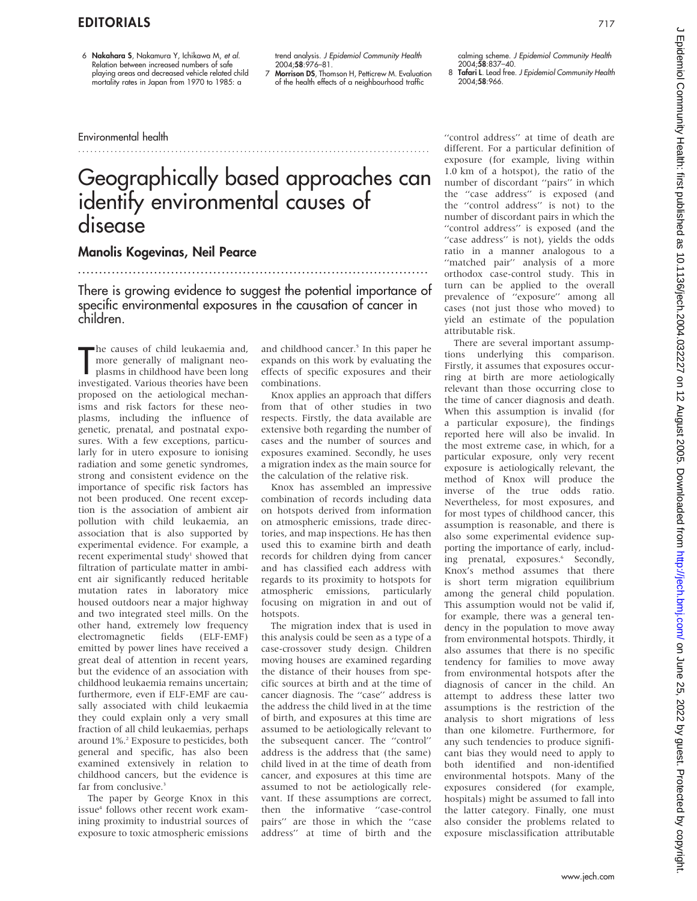6 **Nakahara S**, Nakamura Y, Ichikawa M, *et al*. Relation between increased numbers of safe playing areas and decreased vehicle related child mortality rates in Japan from 1970 to 1985: a trend analysis. *J Epidemiol Community Health* 2004;**58**:976–81.

7 **Morrison DS**, Thomson H, Petticrew M. Evaluation of the health effects of a neighbourhood traffic calming scheme. *J Epidemiol Community Health* 2004;**58**:837–40.

8 **Tafari L**. Lead free. *J Epidemiol Community Health* 2004;**58**:966.

Environmental health

# Geographically based approaches can identify environmental causes of disease

## Manolis Kogevinas, Neil Pearce

There is growing evidence to suggest the potential importance of specific environmental exposures in the causation of cancer in children.

The causes of child leukaemia and, more generally of malignant neoplasms in childhood have been long investigated. Various theories have been proposed on the aetiological mechanisms and risk factors for these neoplasms, including the influence of genetic, prenatal, and postnatal exposures. With a few exceptions, particularly for in utero exposure to ionising radiation and some genetic syndromes, strong and consistent evidence on the importance of specific risk factors has not been produced. One recent exception is the association of ambient air pollution with child leukaemia, an association that is also supported by experimental evidence. For example, a recent experimental study[1] showed that filtration of particulate matter in ambient air significantly reduced heritable mutation rates in laboratory mice housed outdoors near a major highway and two integrated steel mills. On the other hand, extremely low frequency electromagnetic fields (ELF-EMF) emitted by power lines have received a great deal of attention in recent years, but the evidence of an association with childhood leukaemia remains uncertain; furthermore, even if ELF-EMF are causally associated with child leukaemia they could explain only a very small fraction of all child leukaemias, perhaps around 1%.[2] Exposure to pesticides, both general and specific, has also been examined extensively in relation to childhood cancers, but the evidence is far from conclusive.[3]

The paper by George Knox in this issue[4] follows other recent work examining proximity to industrial sources of exposure to toxic atmospheric emissions and childhood cancer.[5] In this paper he expands on this work by evaluating the effects of specific exposures and their combinations.

Knox applies an approach that differs from that of other studies in two respects. Firstly, the data available are extensive both regarding the number of cases and the number of sources and exposures examined. Secondly, he uses a migration index as the main source for the calculation of the relative risk.

Knox has assembled an impressive combination of records including data on hotspots derived from information on atmospheric emissions, trade directories, and map inspections. He has then used this to examine birth and death records for children dying from cancer and has classified each address with regards to its proximity to hotspots for atmospheric emissions, particularly focusing on migration in and out of hotspots.

The migration index that is used in this analysis could be seen as a type of a case-crossover study design. Children moving houses are examined regarding the distance of their houses from specific sources at birth and at the time of cancer diagnosis. The "case" address is the address the child lived in at the time of birth, and exposures at this time are assumed to be aetiologically relevant to the subsequent cancer. The "control" address is the address that (the same) child lived in at the time of death from cancer, and exposures at this time are assumed to not be aetiologically relevant. If these assumptions are correct, then the informative "case-control pairs" are those in which the "case address" at time of birth and the "control address" at time of death are different. For a particular definition of exposure (for example, living within 1.0 km of a hotspot), the ratio of the number of discordant "pairs" in which the "case address" is exposed (and the "control address" is not) to the number of discordant pairs in which the "control address" is exposed (and the "case address" is not), yields the odds ratio in a manner analogous to a "matched pair" analysis of a more orthodox case-control study. This in turn can be applied to the overall prevalence of "exposure" among all cases (not just those who moved) to yield an estimate of the population attributable risk.

There are several important assumptions underlying this comparison. Firstly, it assumes that exposures occurring at birth are more aetiologically relevant than those occurring close to the time of cancer diagnosis and death. When this assumption is invalid (for a particular exposure), the findings reported here will also be invalid. In the most extreme case, in which, for a particular exposure, only very recent exposure is aetiologically relevant, the method of Knox will produce the inverse of the true odds ratio. Nevertheless, for most exposures, and for most types of childhood cancer, this assumption is reasonable, and there is also some experimental evidence supporting the importance of early, including prenatal, exposures.[6] Secondly, Knox's method assumes that there is short term migration equilibrium among the general child population. This assumption would not be valid if, for example, there was a general tendency in the population to move away from environmental hotspots. Thirdly, it also assumes that there is no specific tendency for families to move away from environmental hotspots after the diagnosis of cancer in the child. An attempt to address these latter two assumptions is the restriction of the analysis to short migrations of less than one kilometre. Furthermore, for any such tendencies to produce significant bias they would need to apply to both identified and non-identified environmental hotspots. Many of the exposures considered (for example, hospitals) might be assumed to fall into the latter category. Finally, one must also consider the problems related to exposure misclassification attributable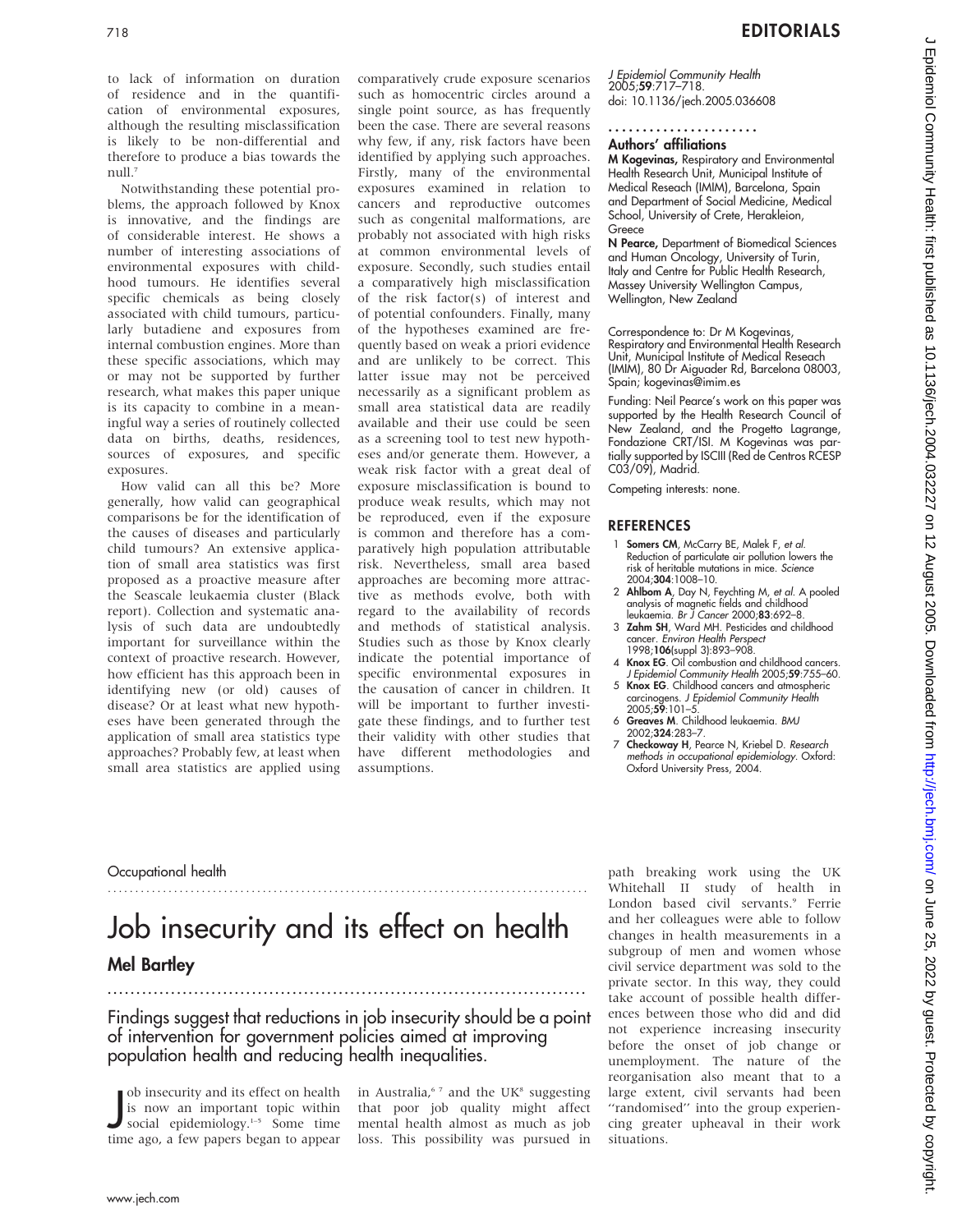to lack of information on duration of residence and in the quantification of environmental exposures, although the resulting misclassification is likely to be non-differential and therefore to produce a bias towards the null.[7]

Notwithstanding these potential problems, the approach followed by Knox is innovative, and the findings are of considerable interest. He shows a number of interesting associations of environmental exposures with childhood tumours. He identifies several specific chemicals as being closely associated with child tumours, particularly butadiene and exposures from internal combustion engines. More than these specific associations, which may or may not be supported by further research, what makes this paper unique is its capacity to combine in a meaningful way a series of routinely collected data on births, deaths, residences, sources of exposures, and specific exposures.

How valid can all this be? More generally, how valid can geographical comparisons be for the identification of the causes of diseases and particularly child tumours? An extensive application of small area statistics was first proposed as a proactive measure after the Seascale leukaemia cluster (Black report). Collection and systematic analysis of such data are undoubtedly important for surveillance within the context of proactive research. However, how efficient has this approach been in identifying new (or old) causes of disease? Or at least what new hypotheses have been generated through the application of small area statistics type approaches? Probably few, at least when small area statistics are applied using comparatively crude exposure scenarios such as homocentric circles around a single point source, as has frequently been the case. There are several reasons why few, if any, risk factors have been identified by applying such approaches. Firstly, many of the environmental exposures examined in relation to cancers and reproductive outcomes such as congenital malformations, are probably not associated with high risks at common environmental levels of exposure. Secondly, such studies entail a comparatively high misclassification of the risk factor(s) of interest and of potential confounders. Finally, many of the hypotheses examined are frequently based on weak a priori evidence and are unlikely to be correct. This latter issue may not be perceived necessarily as a significant problem as small area statistical data are readily available and their use could be seen as a screening tool to test new hypotheses and/or generate them. However, a weak risk factor with a great deal of exposure misclassification is bound to produce weak results, which may not be reproduced, even if the exposure is common and therefore has a comparatively high population attributable risk. Nevertheless, small area based approaches are becoming more attractive as methods evolve, both with regard to the availability of records and methods of statistical analysis. Studies such as those by Knox clearly indicate the potential importance of specific environmental exposures in the causation of cancer in children. It will be important to further investigate these findings, and to further test their validity with other studies that have different methodologies and assumptions.

*J Epidemiol Community Health* 2005;**59**:717–718.
doi: 10.1136/jech.2005.036608

### Authors' affiliations

**M Kogevinas,** Respiratory and Environmental Health Research Unit, Municipal Institute of Medical Reseach (IMIM), Barcelona, Spain and Department of Social Medicine, Medical School, University of Crete, Herakleion, Greece

**N Pearce,** Department of Biomedical Sciences and Human Oncology, University of Turin, Italy and Centre for Public Health Research, Massey University Wellington Campus, Wellington, New Zealand

Correspondence to: Dr M Kogevinas, Respiratory and Environmental Health Research Unit, Municipal Institute of Medical Reseach (IMIM), 80 Dr Aiguader Rd, Barcelona 08003, Spain; kogevinas@imim.es

Funding: Neil Pearce's work on this paper was supported by the Health Research Council of New Zealand, and the Progetto Lagrange, Fondazione CRT/ISI. M Kogevinas was partially supported by ISCIII (Red de Centros RCESP C03/09), Madrid.

Competing interests: none.

## REFERENCES

1. **Somers CM**, McCarry BE, Malek F, *et al*. Reduction of particulate air pollution lowers the risk of heritable mutations in mice. *Science* 2004;**304**:1008–10.
2. **Ahlbom A**, Day N, Feychting M, *et al*. A pooled analysis of magnetic fields and childhood leukaemia. *Br J Cancer* 2000;**83**:692–8.
3. **Zahm SH**, Ward MH. Pesticides and childhood cancer. *Environ Health Perspect* 1998;**106**(suppl 3):893–908.
4. **Knox EG**. Oil combustion and childhood cancers. *J Epidemiol Community Health* 2005;**59**:755–60.
5. **Knox EG**. Childhood cancers and atmospheric carcinogens. *J Epidemiol Community Health* 2005;**59**:101–5.
6. **Greaves M**. Childhood leukaemia. *BMJ* 2002;**324**:283–7.
7. **Checkoway H**, Pearce N, Kriebel D. *Research methods in occupational epidemiology*. Oxford: Oxford University Press, 2004.

Occupational health

# Job insecurity and its effect on health

## Mel Bartley

**Findings suggest that reductions in job insecurity should be a point of intervention for government policies aimed at improving population health and reducing health inequalities.**

Job insecurity and its effect on health is now an important topic within social epidemiology.[1–5] Some time time ago, a few papers began to appear in Australia,[6,7] and the UK[8] suggesting that poor job quality might affect mental health almost as much as job loss. This possibility was pursued in path breaking work using the UK Whitehall II study of health in London based civil servants.[9] Ferrie and her colleagues were able to follow changes in health measurements in a subgroup of men and women whose civil service department was sold to the private sector. In this way, they could take account of possible health differences between those who did and did not experience increasing insecurity before the onset of job change or unemployment. The nature of the reorganisation also meant that to a large extent, civil servants had been "randomised" into the group experiencing greater upheaval in their work situations.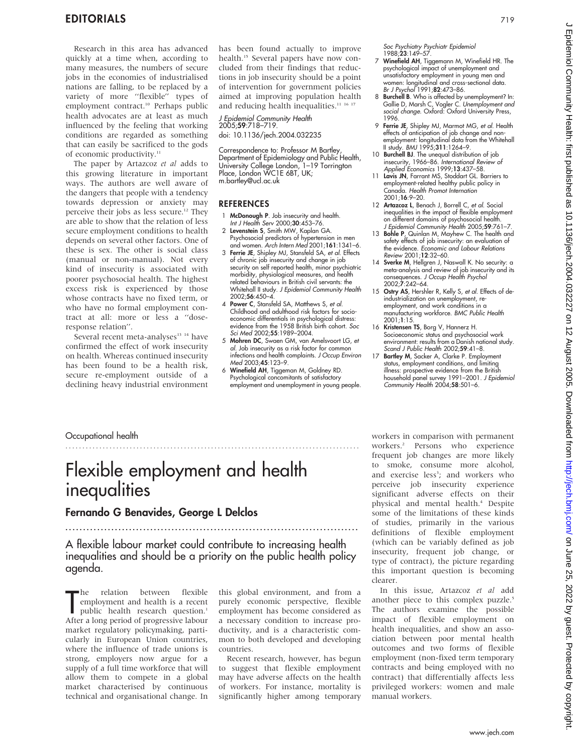Research in this area has advanced quickly at a time when, according to many measures, the numbers of secure jobs in the economies of industrialised nations are falling, to be replaced by a variety of more ''flexible'' types of employment contract.[10] Perhaps public health advocates are at least as much influenced by the feeling that working conditions are regarded as something that can easily be sacrificed to the gods of economic productivity.[11]

The paper by Artazcoz *et al* adds to this growing literature in important ways. The authors are well aware of the dangers that people with a tendency towards depression or anxiety may perceive their jobs as less secure.[12] They are able to show that the relation of less secure employment conditions to health depends on several other factors. One of these is sex. The other is social class (manual or non-manual). Not every kind of insecurity is associated with poorer psychosocial health. The highest excess risk is experienced by those whose contracts have no fixed term, or who have no formal employment contract at all: more or less a ''dose-response relation''.

Several recent meta-analyses[13 14] have confirmed the effect of work insecurity on health. Whereas continued insecurity has been found to be a health risk, secure re-employment outside of a declining heavy industrial environment has been found actually to improve health.[15] Several papers have now concluded from their findings that reductions in job insecurity should be a point of intervention for government policies aimed at improving population health and reducing health inequalities.[11 16 17]

*J Epidemiol Community Health* 2005;**59**:718–719.
doi: 10.1136/jech.2004.032235

Correspondence to: Professor M Bartley, Department of Epidemiology and Public Health, University College London, 1–19 Torrington Place, London WC1E 6BT, UK; m.bartley@ucl.ac.uk

## REFERENCES

1. **McDonough P**. Job insecurity and health. *Int J Health Serv* 2000;**30**:453–76.
2. **Levenstein S**, Smith MW, Kaplan GA. Psychosocial predictors of hypertension in men and women. *Arch Intern Med* 2001;**161**:1341–6.
3. **Ferrie JE**, Shipley MJ, Stansfeld SA, *et al*. Effects of chronic job insecurity and change in job security on self reported health, minor psychiatric morbidity, physiological measures, and health related behaviours in British civil servants: the Whitehall II study. *J Epidemiol Community Health* 2002;**56**:450–4.
4. **Power C**, Stansfeld SA, Matthews S, *et al*. Childhood and adulthood risk factors for socio-economic differentials in psychological distress: evidence from the 1958 British birth cohort. *Soc Sci Med* 2002;**55**:1989–2004.
5. **Mohren DC**, Swaen GM, van Amelsvoort LG, *et al*. Job insecurity as a risk factor for common infections and health complaints. *J Occup Environ Med* 2003;**45**:123–9.
6. **Winefield AH**, Tiggeman M, Goldney RD. Psychological concomitants of satisfactory employment and unemployment in young people. *Soc Psychiatry Psychiatr Epidemiol* 1988;**23**:149–57.
7. **Winefield AH**, Tiggemann M, Winefield HR. The psychological impact of unemployment and unsatisfactory employment in young men and women: longitudinal and cross-sectional data. *Br J Psychol* 1991;**82**:473–86.
8. **Burchell B**. Who is affected by unemployment? In: Gallie D, Marsh C, Vogler C. *Unemployment and social change*. Oxford: Oxford University Press, 1996.
9. **Ferrie JE**, Shipley MJ, Marmot MG, *et al*. Health effects of anticipation of job change and non-employment: longitudinal data from the Whitehall II study. *BMJ* 1995;**311**:1264–9.
10. **Burchell BJ**. The unequal distribution of job insecurity, 1966–86. *International Review of Applied Economics* 1999;**13**:437–58.
11. **Lavis JN**, Farrant MS, Stoddart GL. Barriers to employment-related healthy public policy in Canada. *Health Promot Internation* 2001;**16**:9–20.
12. **Artazcoz L**, Benach J, Borrell C, *et al*. Social inequalities in the impact of flexible employment on different domains of psychosocial health. *J Epidemiol Community Health* 2005;**59**:761–7.
13. **Bohle P**, Quinlan M, Mayhew C. The health and safety effects of job insecurity: an evaluation of the evidence. *Economic and Labour Relations Review* 2001;**12**:32–60.
14. **Sverke M**, Hellgren J, Naswall K. No security: a meta-analysis and review of job insecurity and its consequences. *J Occup Health Psychol* 2002;**7**:242–64.
15. **Ostry AS**, Hershler R, Kelly S, *et al*. Effects of de-industrialization on unemployment, re-employment, and work conditions in a manufacturing workforce. *BMC Public Health* 2001;**1**:15.
16. **Kristensen TS**, Borg V, Hannerz H. Socioeconomic status and psychosocial work environment: results from a Danish national study. *Scand J Public Health* 2002;**59**:41–8.
17. **Bartley M**, Sacker A, Clarke P. Employment status, employment conditions, and limiting illness: prospective evidence from the British household panel survey 1991–2001. *J Epidemiol Community Health* 2004;**58**:501–6.

Occupational health

# Flexible employment and health inequalities

## Fernando G Benavides, George L Delclos

**A flexible labour market could contribute to increasing health inequalities and should be a priority on the public health policy agenda.**

The relation between flexible employment and health is a recent public health research question.[1] After a long period of progressive labour market regulatory policymaking, particularly in European Union countries, where the influence of trade unions is strong, employers now argue for a supply of a full time workforce that will allow them to compete in a global market characterised by continuous technical and organisational change. In this global environment, and from a purely economic perspective, flexible employment has become considered as a necessary condition to increase productivity, and is a characteristic common to both developed and developing countries.

Recent research, however, has begun to suggest that flexible employment may have adverse affects on the health of workers. For instance, mortality is significantly higher among temporary workers in comparison with permanent workers.[2] Persons who experience frequent job changes are more likely to smoke, consume more alcohol, and exercise less[3]; and workers who perceive job insecurity experience significant adverse effects on their physical and mental health.[4] Despite some of the limitations of these kinds of studies, primarily in the various definitions of flexible employment (which can be variably defined as job insecurity, frequent job change, or type of contract), the picture regarding this important question is becoming clearer.

In this issue, Artazcoz *et al* add another piece to this complex puzzle.[5] The authors examine the possible impact of flexible employment on health inequalities, and show an association between poor mental health outcomes and two forms of flexible employment (non-fixed term temporary contracts and being employed with no contract) that differentially affects less privileged workers: women and male manual workers.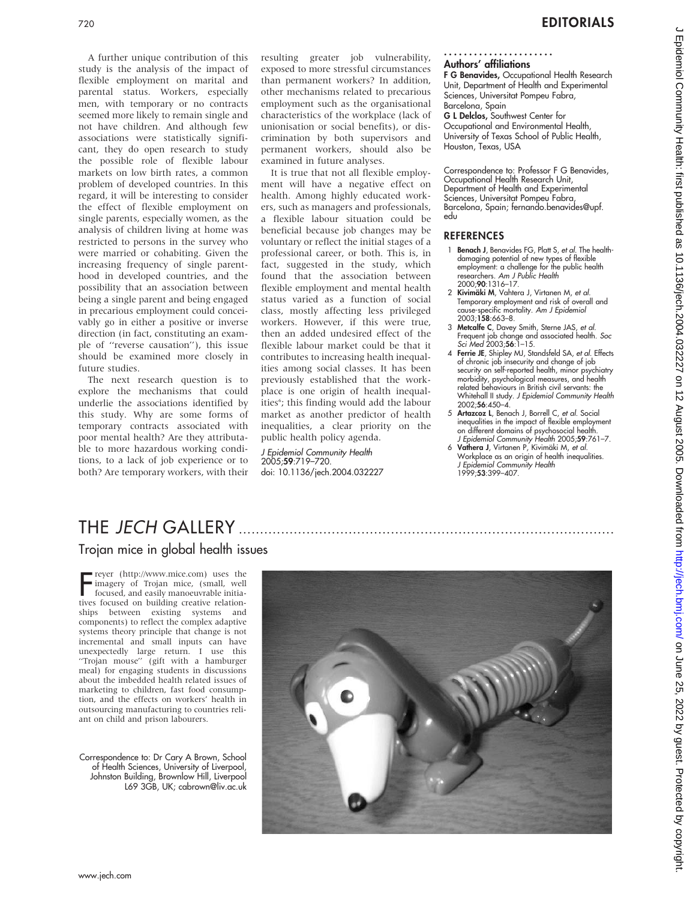A further unique contribution of this study is the analysis of the impact of flexible employment on marital and parental status. Workers, especially men, with temporary or no contracts seemed more likely to remain single and not have children. And although few associations were statistically significant, they do open research to study the possible role of flexible labour markets on low birth rates, a common problem of developed countries. In this regard, it will be interesting to consider the effect of flexible employment on single parents, especially women, as the analysis of children living at home was restricted to persons in the survey who were married or cohabiting. Given the increasing frequency of single parenthood in developed countries, and the possibility that an association between being a single parent and being engaged in precarious employment could conceivably go in either a positive or inverse direction (in fact, constituting an example of "reverse causation"), this issue should be examined more closely in future studies.

The next research question is to explore the mechanisms that could underlie the associations identified by this study. Why are some forms of temporary contracts associated with poor mental health? Are they attributable to more hazardous working conditions, to a lack of job experience or to both? Are temporary workers, with their resulting greater job vulnerability, exposed to more stressful circumstances than permanent workers? In addition, other mechanisms related to precarious employment such as the organisational characteristics of the workplace (lack of unionisation or social benefits), or discrimination by both supervisors and permanent workers, should also be examined in future analyses.

It is true that not all flexible employment will have a negative effect on health. Among highly educated workers, such as managers and professionals, a flexible labour situation could be beneficial because job changes may be voluntary or reflect the initial stages of a professional career, or both. This is, in fact, suggested in the study, which found that the association between flexible employment and mental health status varied as a function of social class, mostly affecting less privileged workers. However, if this were true, then an added undesired effect of the flexible labour market could be that it contributes to increasing health inequalities among social classes. It has been previously established that the workplace is one origin of health inequalities[6]; this finding would add the labour market as another predictor of health inequalities, a clear priority on the public health policy agenda.

*J Epidemiol Community Health* 2005;**59**:719–720.
doi: 10.1136/jech.2004.032227

## Authors' affiliations

**F G Benavides,** Occupational Health Research Unit, Department of Health and Experimental Sciences, Universitat Pompeu Fabra, Barcelona, Spain

**G L Delclos,** Southwest Center for Occupational and Environmental Health, University of Texas School of Public Health, Houston, Texas, USA

Correspondence to: Professor F G Benavides, Occupational Health Research Unit, Department of Health and Experimental Sciences, Universitat Pompeu Fabra, Barcelona, Spain; fernando.benavides@upf.edu

## REFERENCES

1. **Benach J**, Benavides FG, Platt S, *et al*. The health-damaging potential of new types of flexible employment: a challenge for the public health researchers. *Am J Public Health* 2000;**90**:1316–17.
2. **Kivimäki M**, Vahtera J, Virtanen M, *et al*. Temporary employment and risk of overall and cause-specific mortality. *Am J Epidemiol* 2003;**158**:663–8.
3. **Metcalfe C**, Davey Smith, Sterne JAS, *et al*. Frequent job change and associated health. *Soc Sci Med* 2003;**56**:1–15.
4. **Ferrie JE**, Shipley MJ, Standsfeld SA, *et al*. Effects of chronic job insecurity and change of job security on self-reported health, minor psychiatry morbidity, psychological measures, and health related behaviours in British civil servants: the Whitehall II study. *J Epidemiol Community Health* 2002;**56**:450–4.
5. **Artazcoz L**, Benach J, Borrell C, *et al*. Social inequalities in the impact of flexible employment on different domains of psychosocial health. *J Epidemiol Community Health* 2005;**59**:761–7.
6. **Vathera J**, Virtanen P, Kivimäki M, *et al*. Workplace as an origin of health inequalities. *J Epidemiol Community Health* 1999;**53**:399–407.

# THE *JECH* GALLERY

## Trojan mice in global health issues

Freyer (http://www.mice.com) uses the imagery of Trojan mice, (small, well focused, and easily manoeuvrable initiatives focused on building creative relationships between existing systems and components) to reflect the complex adaptive systems theory principle that change is not incremental and small inputs can have unexpectedly large return. I use this "Trojan mouse" (gift with a hamburger meal) for engaging students in discussions about the imbedded health related issues of marketing to children, fast food consumption, and the effects on workers' health in outsourcing manufacturing to countries reliant on child and prison labourers.

Correspondence to: Dr Cary A Brown, School of Health Sciences, University of Liverpool, Johnston Building, Brownlow Hill, Liverpool L69 3GB, UK; cabrown@liv.ac.uk